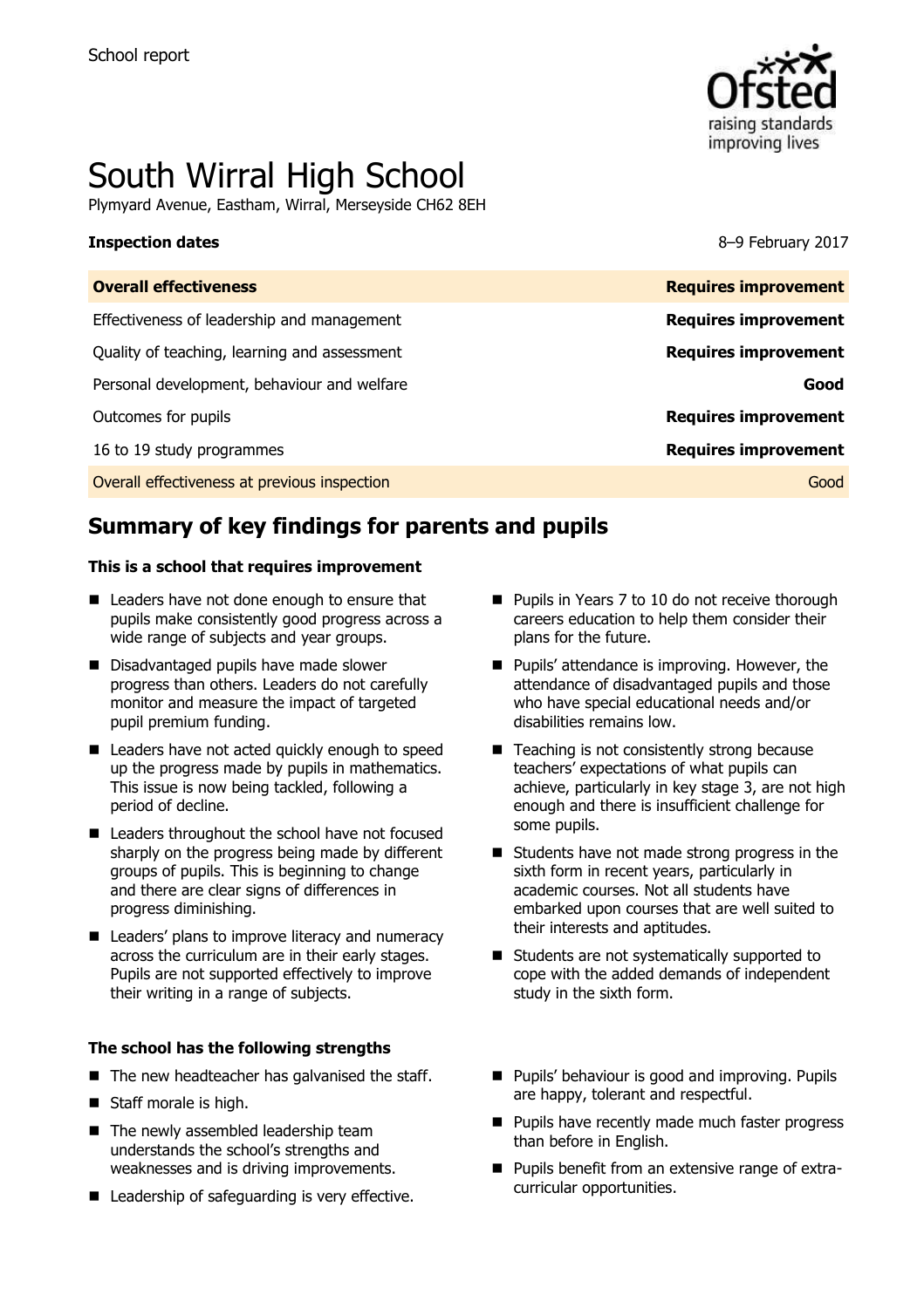School report

# South Wirral High School

Plymyard Avenue, Eastham, Wirral, Merseyside CH62 8EH

**Inspection dates** 8–9 February 2017

| **Overall effectiveness** | **Requires improvement** |
| --- | --- |
| Effectiveness of leadership and management | **Requires improvement** |
| Quality of teaching, learning and assessment | **Requires improvement** |
| Personal development, behaviour and welfare | **Good** |
| Outcomes for pupils | **Requires improvement** |
| 16 to 19 study programmes | **Requires improvement** |
| Overall effectiveness at previous inspection | Good |

## Summary of key findings for parents and pupils

**This is a school that requires improvement**

- Leaders have not done enough to ensure that pupils make consistently good progress across a wide range of subjects and year groups.
- Disadvantaged pupils have made slower progress than others. Leaders do not carefully monitor and measure the impact of targeted pupil premium funding.
- Leaders have not acted quickly enough to speed up the progress made by pupils in mathematics. This issue is now being tackled, following a period of decline.
- Leaders throughout the school have not focused sharply on the progress being made by different groups of pupils. This is beginning to change and there are clear signs of differences in progress diminishing.
- Leaders' plans to improve literacy and numeracy across the curriculum are in their early stages. Pupils are not supported effectively to improve their writing in a range of subjects.
- Pupils in Years 7 to 10 do not receive thorough careers education to help them consider their plans for the future.
- Pupils' attendance is improving. However, the attendance of disadvantaged pupils and those who have special educational needs and/or disabilities remains low.
- Teaching is not consistently strong because teachers' expectations of what pupils can achieve, particularly in key stage 3, are not high enough and there is insufficient challenge for some pupils.
- Students have not made strong progress in the sixth form in recent years, particularly in academic courses. Not all students have embarked upon courses that are well suited to their interests and aptitudes.
- Students are not systematically supported to cope with the added demands of independent study in the sixth form.

**The school has the following strengths**

- The new headteacher has galvanised the staff.
- Staff morale is high.
- The newly assembled leadership team understands the school's strengths and weaknesses and is driving improvements.
- Leadership of safeguarding is very effective.
- Pupils' behaviour is good and improving. Pupils are happy, tolerant and respectful.
- Pupils have recently made much faster progress than before in English.
- Pupils benefit from an extensive range of extra-curricular opportunities.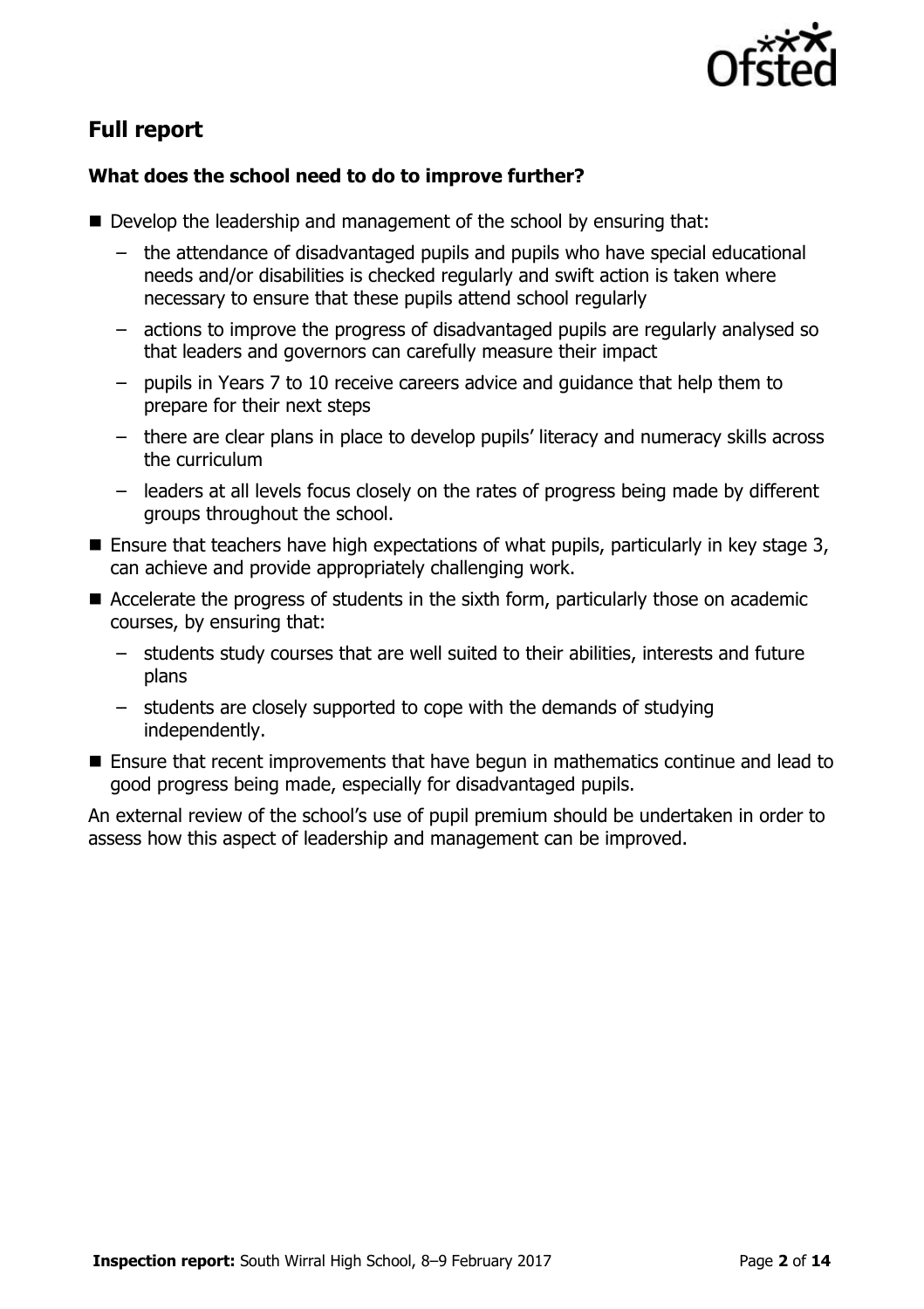## Full report

### What does the school need to do to improve further?

- Develop the leadership and management of the school by ensuring that:
  - the attendance of disadvantaged pupils and pupils who have special educational needs and/or disabilities is checked regularly and swift action is taken where necessary to ensure that these pupils attend school regularly
  - actions to improve the progress of disadvantaged pupils are regularly analysed so that leaders and governors can carefully measure their impact
  - pupils in Years 7 to 10 receive careers advice and guidance that help them to prepare for their next steps
  - there are clear plans in place to develop pupils' literacy and numeracy skills across the curriculum
  - leaders at all levels focus closely on the rates of progress being made by different groups throughout the school.
- Ensure that teachers have high expectations of what pupils, particularly in key stage 3, can achieve and provide appropriately challenging work.
- Accelerate the progress of students in the sixth form, particularly those on academic courses, by ensuring that:
  - students study courses that are well suited to their abilities, interests and future plans
  - students are closely supported to cope with the demands of studying independently.
- Ensure that recent improvements that have begun in mathematics continue and lead to good progress being made, especially for disadvantaged pupils.

An external review of the school's use of pupil premium should be undertaken in order to assess how this aspect of leadership and management can be improved.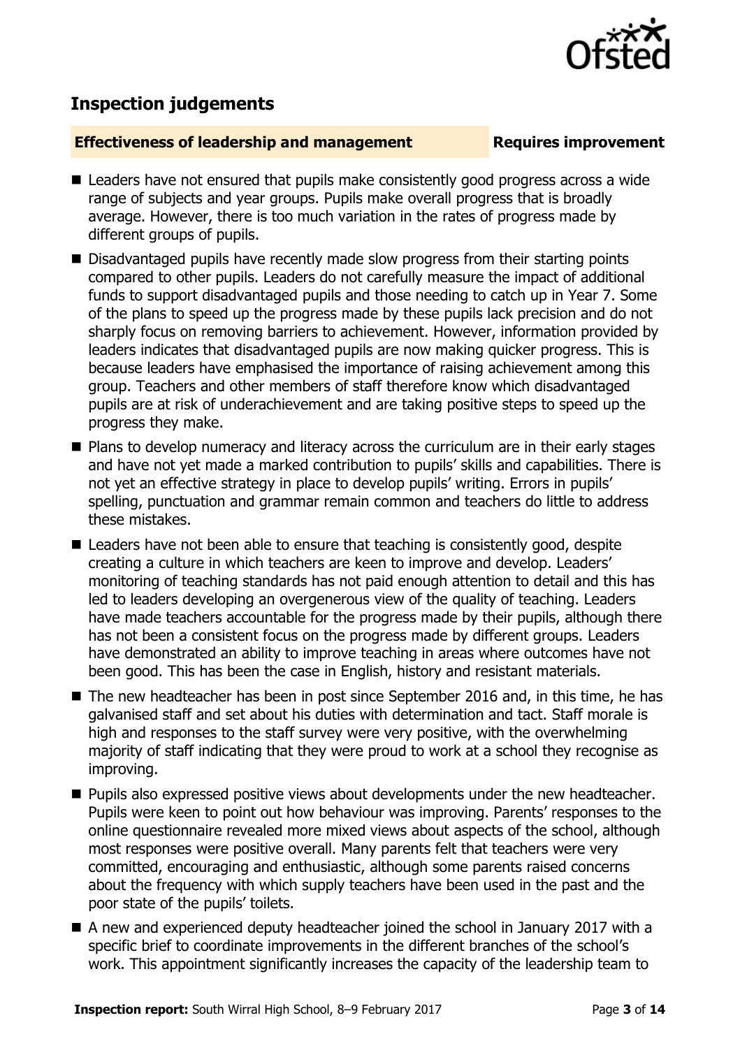## Inspection judgements

**Effectiveness of leadership and management** **Requires improvement**

- Leaders have not ensured that pupils make consistently good progress across a wide range of subjects and year groups. Pupils make overall progress that is broadly average. However, there is too much variation in the rates of progress made by different groups of pupils.
- Disadvantaged pupils have recently made slow progress from their starting points compared to other pupils. Leaders do not carefully measure the impact of additional funds to support disadvantaged pupils and those needing to catch up in Year 7. Some of the plans to speed up the progress made by these pupils lack precision and do not sharply focus on removing barriers to achievement. However, information provided by leaders indicates that disadvantaged pupils are now making quicker progress. This is because leaders have emphasised the importance of raising achievement among this group. Teachers and other members of staff therefore know which disadvantaged pupils are at risk of underachievement and are taking positive steps to speed up the progress they make.
- Plans to develop numeracy and literacy across the curriculum are in their early stages and have not yet made a marked contribution to pupils' skills and capabilities. There is not yet an effective strategy in place to develop pupils' writing. Errors in pupils' spelling, punctuation and grammar remain common and teachers do little to address these mistakes.
- Leaders have not been able to ensure that teaching is consistently good, despite creating a culture in which teachers are keen to improve and develop. Leaders' monitoring of teaching standards has not paid enough attention to detail and this has led to leaders developing an overgenerous view of the quality of teaching. Leaders have made teachers accountable for the progress made by their pupils, although there has not been a consistent focus on the progress made by different groups. Leaders have demonstrated an ability to improve teaching in areas where outcomes have not been good. This has been the case in English, history and resistant materials.
- The new headteacher has been in post since September 2016 and, in this time, he has galvanised staff and set about his duties with determination and tact. Staff morale is high and responses to the staff survey were very positive, with the overwhelming majority of staff indicating that they were proud to work at a school they recognise as improving.
- Pupils also expressed positive views about developments under the new headteacher. Pupils were keen to point out how behaviour was improving. Parents' responses to the online questionnaire revealed more mixed views about aspects of the school, although most responses were positive overall. Many parents felt that teachers were very committed, encouraging and enthusiastic, although some parents raised concerns about the frequency with which supply teachers have been used in the past and the poor state of the pupils' toilets.
- A new and experienced deputy headteacher joined the school in January 2017 with a specific brief to coordinate improvements in the different branches of the school's work. This appointment significantly increases the capacity of the leadership team to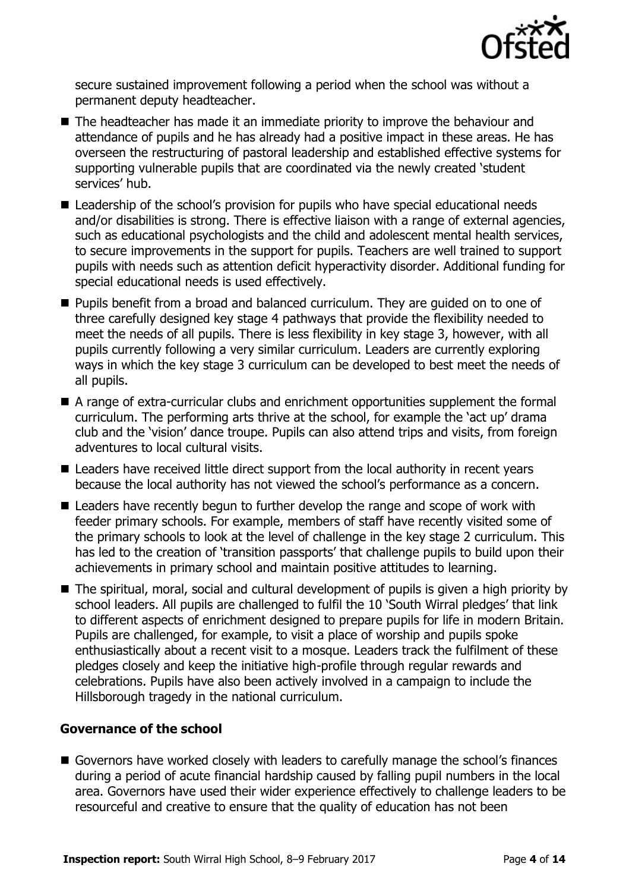secure sustained improvement following a period when the school was without a permanent deputy headteacher.

- The headteacher has made it an immediate priority to improve the behaviour and attendance of pupils and he has already had a positive impact in these areas. He has overseen the restructuring of pastoral leadership and established effective systems for supporting vulnerable pupils that are coordinated via the newly created 'student services' hub.
- Leadership of the school's provision for pupils who have special educational needs and/or disabilities is strong. There is effective liaison with a range of external agencies, such as educational psychologists and the child and adolescent mental health services, to secure improvements in the support for pupils. Teachers are well trained to support pupils with needs such as attention deficit hyperactivity disorder. Additional funding for special educational needs is used effectively.
- Pupils benefit from a broad and balanced curriculum. They are guided on to one of three carefully designed key stage 4 pathways that provide the flexibility needed to meet the needs of all pupils. There is less flexibility in key stage 3, however, with all pupils currently following a very similar curriculum. Leaders are currently exploring ways in which the key stage 3 curriculum can be developed to best meet the needs of all pupils.
- A range of extra-curricular clubs and enrichment opportunities supplement the formal curriculum. The performing arts thrive at the school, for example the 'act up' drama club and the 'vision' dance troupe. Pupils can also attend trips and visits, from foreign adventures to local cultural visits.
- Leaders have received little direct support from the local authority in recent years because the local authority has not viewed the school's performance as a concern.
- Leaders have recently begun to further develop the range and scope of work with feeder primary schools. For example, members of staff have recently visited some of the primary schools to look at the level of challenge in the key stage 2 curriculum. This has led to the creation of 'transition passports' that challenge pupils to build upon their achievements in primary school and maintain positive attitudes to learning.
- The spiritual, moral, social and cultural development of pupils is given a high priority by school leaders. All pupils are challenged to fulfil the 10 'South Wirral pledges' that link to different aspects of enrichment designed to prepare pupils for life in modern Britain. Pupils are challenged, for example, to visit a place of worship and pupils spoke enthusiastically about a recent visit to a mosque. Leaders track the fulfilment of these pledges closely and keep the initiative high-profile through regular rewards and celebrations. Pupils have also been actively involved in a campaign to include the Hillsborough tragedy in the national curriculum.

### Governance of the school

- Governors have worked closely with leaders to carefully manage the school's finances during a period of acute financial hardship caused by falling pupil numbers in the local area. Governors have used their wider experience effectively to challenge leaders to be resourceful and creative to ensure that the quality of education has not been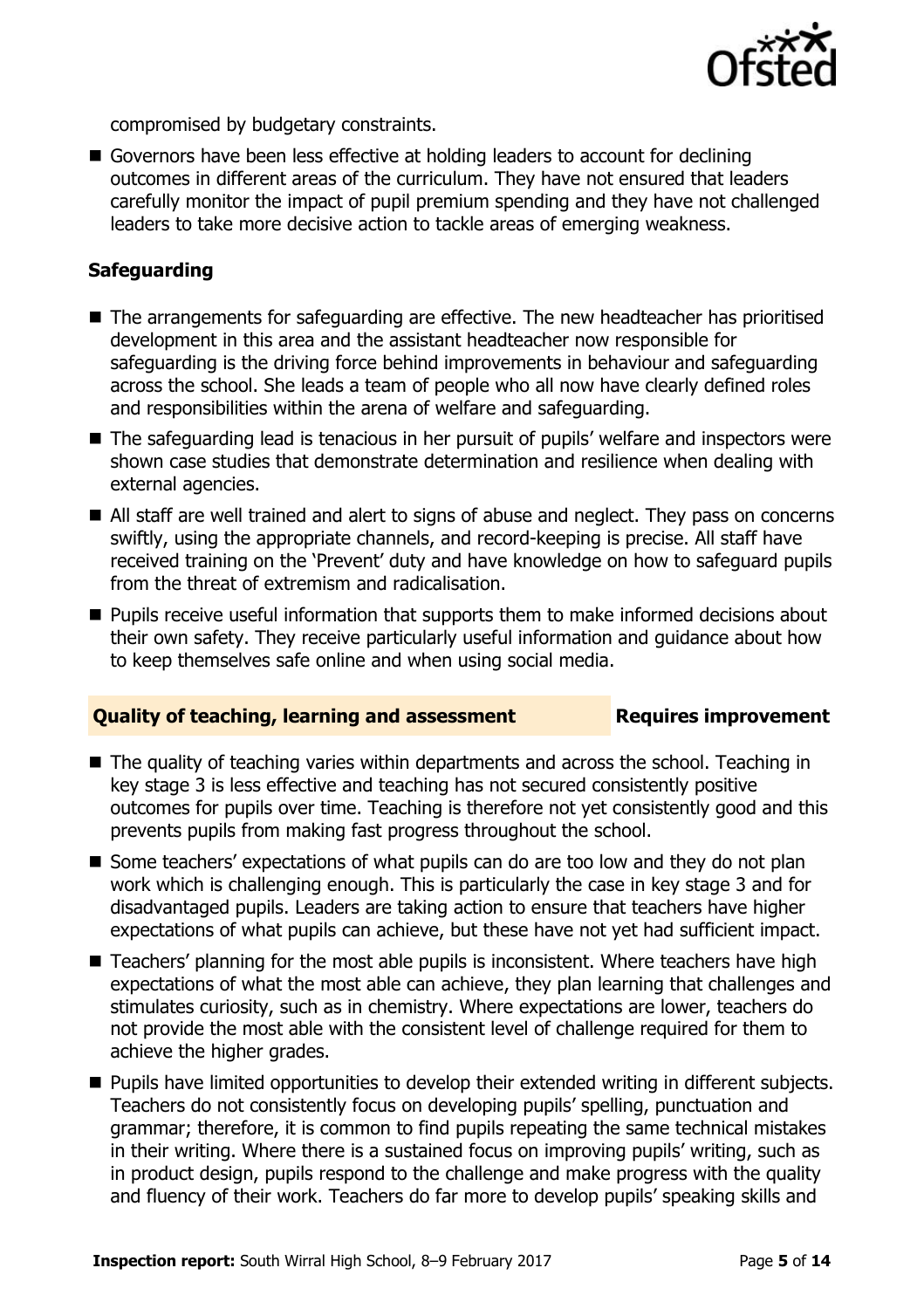compromised by budgetary constraints.

- Governors have been less effective at holding leaders to account for declining outcomes in different areas of the curriculum. They have not ensured that leaders carefully monitor the impact of pupil premium spending and they have not challenged leaders to take more decisive action to tackle areas of emerging weakness.

### Safeguarding

- The arrangements for safeguarding are effective. The new headteacher has prioritised development in this area and the assistant headteacher now responsible for safeguarding is the driving force behind improvements in behaviour and safeguarding across the school. She leads a team of people who all now have clearly defined roles and responsibilities within the arena of welfare and safeguarding.
- The safeguarding lead is tenacious in her pursuit of pupils' welfare and inspectors were shown case studies that demonstrate determination and resilience when dealing with external agencies.
- All staff are well trained and alert to signs of abuse and neglect. They pass on concerns swiftly, using the appropriate channels, and record-keeping is precise. All staff have received training on the 'Prevent' duty and have knowledge on how to safeguard pupils from the threat of extremism and radicalisation.
- Pupils receive useful information that supports them to make informed decisions about their own safety. They receive particularly useful information and guidance about how to keep themselves safe online and when using social media.

### Quality of teaching, learning and assessment — Requires improvement

- The quality of teaching varies within departments and across the school. Teaching in key stage 3 is less effective and teaching has not secured consistently positive outcomes for pupils over time. Teaching is therefore not yet consistently good and this prevents pupils from making fast progress throughout the school.
- Some teachers' expectations of what pupils can do are too low and they do not plan work which is challenging enough. This is particularly the case in key stage 3 and for disadvantaged pupils. Leaders are taking action to ensure that teachers have higher expectations of what pupils can achieve, but these have not yet had sufficient impact.
- Teachers' planning for the most able pupils is inconsistent. Where teachers have high expectations of what the most able can achieve, they plan learning that challenges and stimulates curiosity, such as in chemistry. Where expectations are lower, teachers do not provide the most able with the consistent level of challenge required for them to achieve the higher grades.
- Pupils have limited opportunities to develop their extended writing in different subjects. Teachers do not consistently focus on developing pupils' spelling, punctuation and grammar; therefore, it is common to find pupils repeating the same technical mistakes in their writing. Where there is a sustained focus on improving pupils' writing, such as in product design, pupils respond to the challenge and make progress with the quality and fluency of their work. Teachers do far more to develop pupils' speaking skills and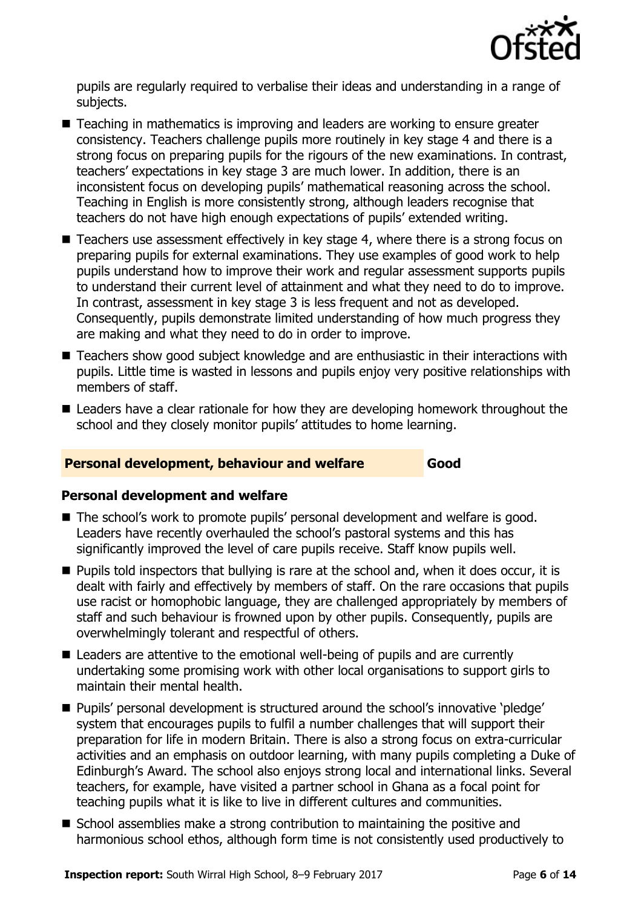pupils are regularly required to verbalise their ideas and understanding in a range of subjects.

- Teaching in mathematics is improving and leaders are working to ensure greater consistency. Teachers challenge pupils more routinely in key stage 4 and there is a strong focus on preparing pupils for the rigours of the new examinations. In contrast, teachers' expectations in key stage 3 are much lower. In addition, there is an inconsistent focus on developing pupils' mathematical reasoning across the school. Teaching in English is more consistently strong, although leaders recognise that teachers do not have high enough expectations of pupils' extended writing.
- Teachers use assessment effectively in key stage 4, where there is a strong focus on preparing pupils for external examinations. They use examples of good work to help pupils understand how to improve their work and regular assessment supports pupils to understand their current level of attainment and what they need to do to improve. In contrast, assessment in key stage 3 is less frequent and not as developed. Consequently, pupils demonstrate limited understanding of how much progress they are making and what they need to do in order to improve.
- Teachers show good subject knowledge and are enthusiastic in their interactions with pupils. Little time is wasted in lessons and pupils enjoy very positive relationships with members of staff.
- Leaders have a clear rationale for how they are developing homework throughout the school and they closely monitor pupils' attitudes to home learning.

## Personal development, behaviour and welfare **Good**

### Personal development and welfare

- The school's work to promote pupils' personal development and welfare is good. Leaders have recently overhauled the school's pastoral systems and this has significantly improved the level of care pupils receive. Staff know pupils well.
- Pupils told inspectors that bullying is rare at the school and, when it does occur, it is dealt with fairly and effectively by members of staff. On the rare occasions that pupils use racist or homophobic language, they are challenged appropriately by members of staff and such behaviour is frowned upon by other pupils. Consequently, pupils are overwhelmingly tolerant and respectful of others.
- Leaders are attentive to the emotional well-being of pupils and are currently undertaking some promising work with other local organisations to support girls to maintain their mental health.
- Pupils' personal development is structured around the school's innovative 'pledge' system that encourages pupils to fulfil a number challenges that will support their preparation for life in modern Britain. There is also a strong focus on extra-curricular activities and an emphasis on outdoor learning, with many pupils completing a Duke of Edinburgh's Award. The school also enjoys strong local and international links. Several teachers, for example, have visited a partner school in Ghana as a focal point for teaching pupils what it is like to live in different cultures and communities.
- School assemblies make a strong contribution to maintaining the positive and harmonious school ethos, although form time is not consistently used productively to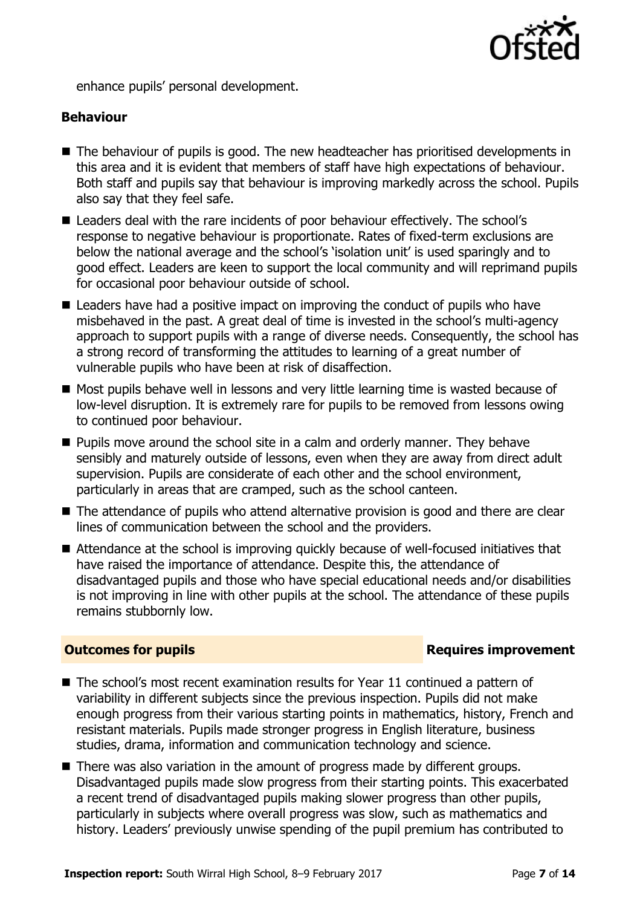enhance pupils' personal development.

### Behaviour

- The behaviour of pupils is good. The new headteacher has prioritised developments in this area and it is evident that members of staff have high expectations of behaviour. Both staff and pupils say that behaviour is improving markedly across the school. Pupils also say that they feel safe.
- Leaders deal with the rare incidents of poor behaviour effectively. The school's response to negative behaviour is proportionate. Rates of fixed-term exclusions are below the national average and the school's 'isolation unit' is used sparingly and to good effect. Leaders are keen to support the local community and will reprimand pupils for occasional poor behaviour outside of school.
- Leaders have had a positive impact on improving the conduct of pupils who have misbehaved in the past. A great deal of time is invested in the school's multi-agency approach to support pupils with a range of diverse needs. Consequently, the school has a strong record of transforming the attitudes to learning of a great number of vulnerable pupils who have been at risk of disaffection.
- Most pupils behave well in lessons and very little learning time is wasted because of low-level disruption. It is extremely rare for pupils to be removed from lessons owing to continued poor behaviour.
- Pupils move around the school site in a calm and orderly manner. They behave sensibly and maturely outside of lessons, even when they are away from direct adult supervision. Pupils are considerate of each other and the school environment, particularly in areas that are cramped, such as the school canteen.
- The attendance of pupils who attend alternative provision is good and there are clear lines of communication between the school and the providers.
- Attendance at the school is improving quickly because of well-focused initiatives that have raised the importance of attendance. Despite this, the attendance of disadvantaged pupils and those who have special educational needs and/or disabilities is not improving in line with other pupils at the school. The attendance of these pupils remains stubbornly low.

## Outcomes for pupils — Requires improvement

- The school's most recent examination results for Year 11 continued a pattern of variability in different subjects since the previous inspection. Pupils did not make enough progress from their various starting points in mathematics, history, French and resistant materials. Pupils made stronger progress in English literature, business studies, drama, information and communication technology and science.
- There was also variation in the amount of progress made by different groups. Disadvantaged pupils made slow progress from their starting points. This exacerbated a recent trend of disadvantaged pupils making slower progress than other pupils, particularly in subjects where overall progress was slow, such as mathematics and history. Leaders' previously unwise spending of the pupil premium has contributed to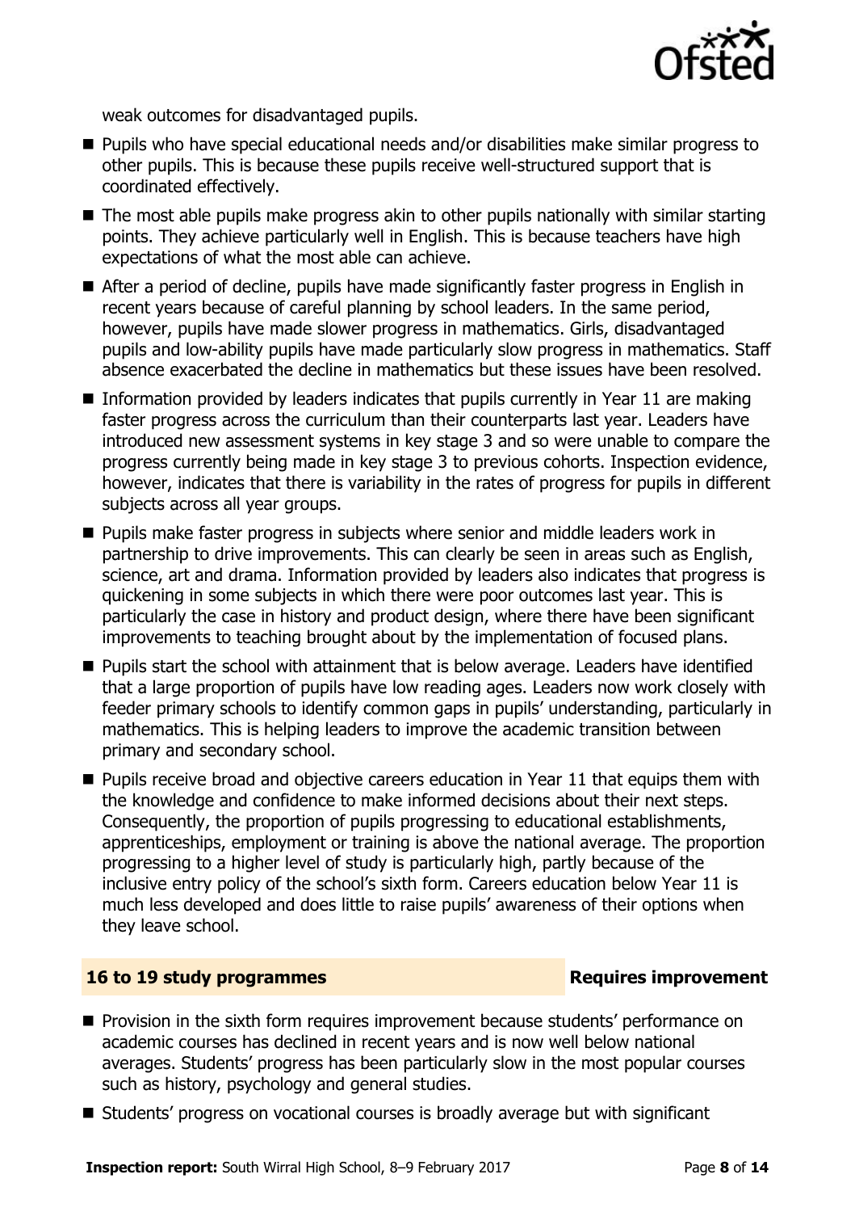weak outcomes for disadvantaged pupils.

- Pupils who have special educational needs and/or disabilities make similar progress to other pupils. This is because these pupils receive well-structured support that is coordinated effectively.
- The most able pupils make progress akin to other pupils nationally with similar starting points. They achieve particularly well in English. This is because teachers have high expectations of what the most able can achieve.
- After a period of decline, pupils have made significantly faster progress in English in recent years because of careful planning by school leaders. In the same period, however, pupils have made slower progress in mathematics. Girls, disadvantaged pupils and low-ability pupils have made particularly slow progress in mathematics. Staff absence exacerbated the decline in mathematics but these issues have been resolved.
- Information provided by leaders indicates that pupils currently in Year 11 are making faster progress across the curriculum than their counterparts last year. Leaders have introduced new assessment systems in key stage 3 and so were unable to compare the progress currently being made in key stage 3 to previous cohorts. Inspection evidence, however, indicates that there is variability in the rates of progress for pupils in different subjects across all year groups.
- Pupils make faster progress in subjects where senior and middle leaders work in partnership to drive improvements. This can clearly be seen in areas such as English, science, art and drama. Information provided by leaders also indicates that progress is quickening in some subjects in which there were poor outcomes last year. This is particularly the case in history and product design, where there have been significant improvements to teaching brought about by the implementation of focused plans.
- Pupils start the school with attainment that is below average. Leaders have identified that a large proportion of pupils have low reading ages. Leaders now work closely with feeder primary schools to identify common gaps in pupils' understanding, particularly in mathematics. This is helping leaders to improve the academic transition between primary and secondary school.
- Pupils receive broad and objective careers education in Year 11 that equips them with the knowledge and confidence to make informed decisions about their next steps. Consequently, the proportion of pupils progressing to educational establishments, apprenticeships, employment or training is above the national average. The proportion progressing to a higher level of study is particularly high, partly because of the inclusive entry policy of the school's sixth form. Careers education below Year 11 is much less developed and does little to raise pupils' awareness of their options when they leave school.

## 16 to 19 study programmes — Requires improvement

- Provision in the sixth form requires improvement because students' performance on academic courses has declined in recent years and is now well below national averages. Students' progress has been particularly slow in the most popular courses such as history, psychology and general studies.
- Students' progress on vocational courses is broadly average but with significant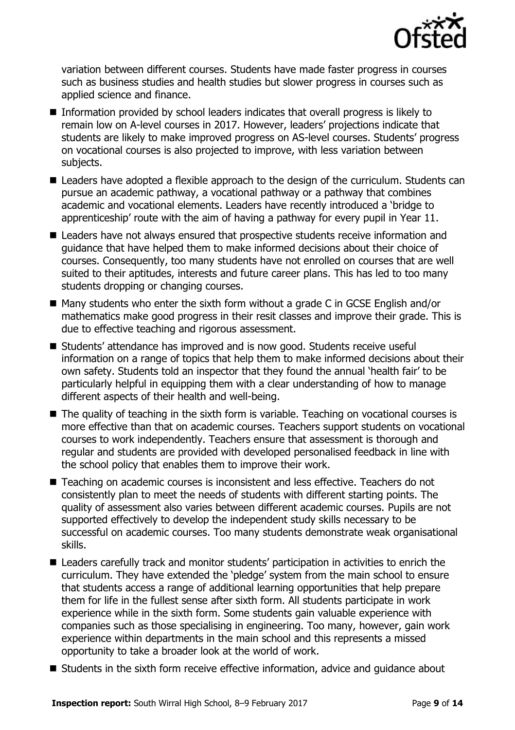variation between different courses. Students have made faster progress in courses such as business studies and health studies but slower progress in courses such as applied science and finance.

- Information provided by school leaders indicates that overall progress is likely to remain low on A-level courses in 2017. However, leaders' projections indicate that students are likely to make improved progress on AS-level courses. Students' progress on vocational courses is also projected to improve, with less variation between subjects.
- Leaders have adopted a flexible approach to the design of the curriculum. Students can pursue an academic pathway, a vocational pathway or a pathway that combines academic and vocational elements. Leaders have recently introduced a 'bridge to apprenticeship' route with the aim of having a pathway for every pupil in Year 11.
- Leaders have not always ensured that prospective students receive information and guidance that have helped them to make informed decisions about their choice of courses. Consequently, too many students have not enrolled on courses that are well suited to their aptitudes, interests and future career plans. This has led to too many students dropping or changing courses.
- Many students who enter the sixth form without a grade C in GCSE English and/or mathematics make good progress in their resit classes and improve their grade. This is due to effective teaching and rigorous assessment.
- Students' attendance has improved and is now good. Students receive useful information on a range of topics that help them to make informed decisions about their own safety. Students told an inspector that they found the annual 'health fair' to be particularly helpful in equipping them with a clear understanding of how to manage different aspects of their health and well-being.
- The quality of teaching in the sixth form is variable. Teaching on vocational courses is more effective than that on academic courses. Teachers support students on vocational courses to work independently. Teachers ensure that assessment is thorough and regular and students are provided with developed personalised feedback in line with the school policy that enables them to improve their work.
- Teaching on academic courses is inconsistent and less effective. Teachers do not consistently plan to meet the needs of students with different starting points. The quality of assessment also varies between different academic courses. Pupils are not supported effectively to develop the independent study skills necessary to be successful on academic courses. Too many students demonstrate weak organisational skills.
- Leaders carefully track and monitor students' participation in activities to enrich the curriculum. They have extended the 'pledge' system from the main school to ensure that students access a range of additional learning opportunities that help prepare them for life in the fullest sense after sixth form. All students participate in work experience while in the sixth form. Some students gain valuable experience with companies such as those specialising in engineering. Too many, however, gain work experience within departments in the main school and this represents a missed opportunity to take a broader look at the world of work.
- Students in the sixth form receive effective information, advice and guidance about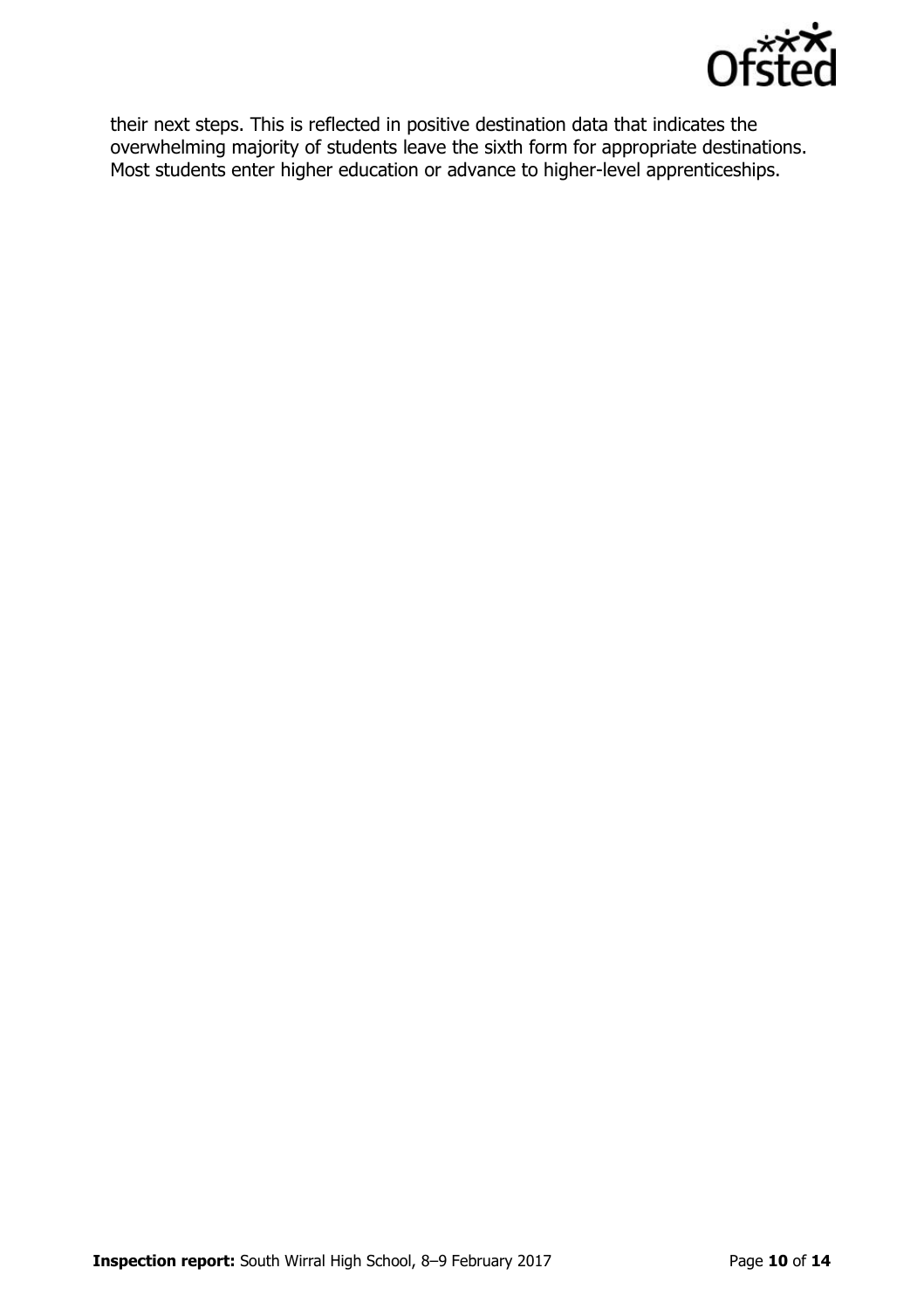their next steps. This is reflected in positive destination data that indicates the overwhelming majority of students leave the sixth form for appropriate destinations. Most students enter higher education or advance to higher-level apprenticeships.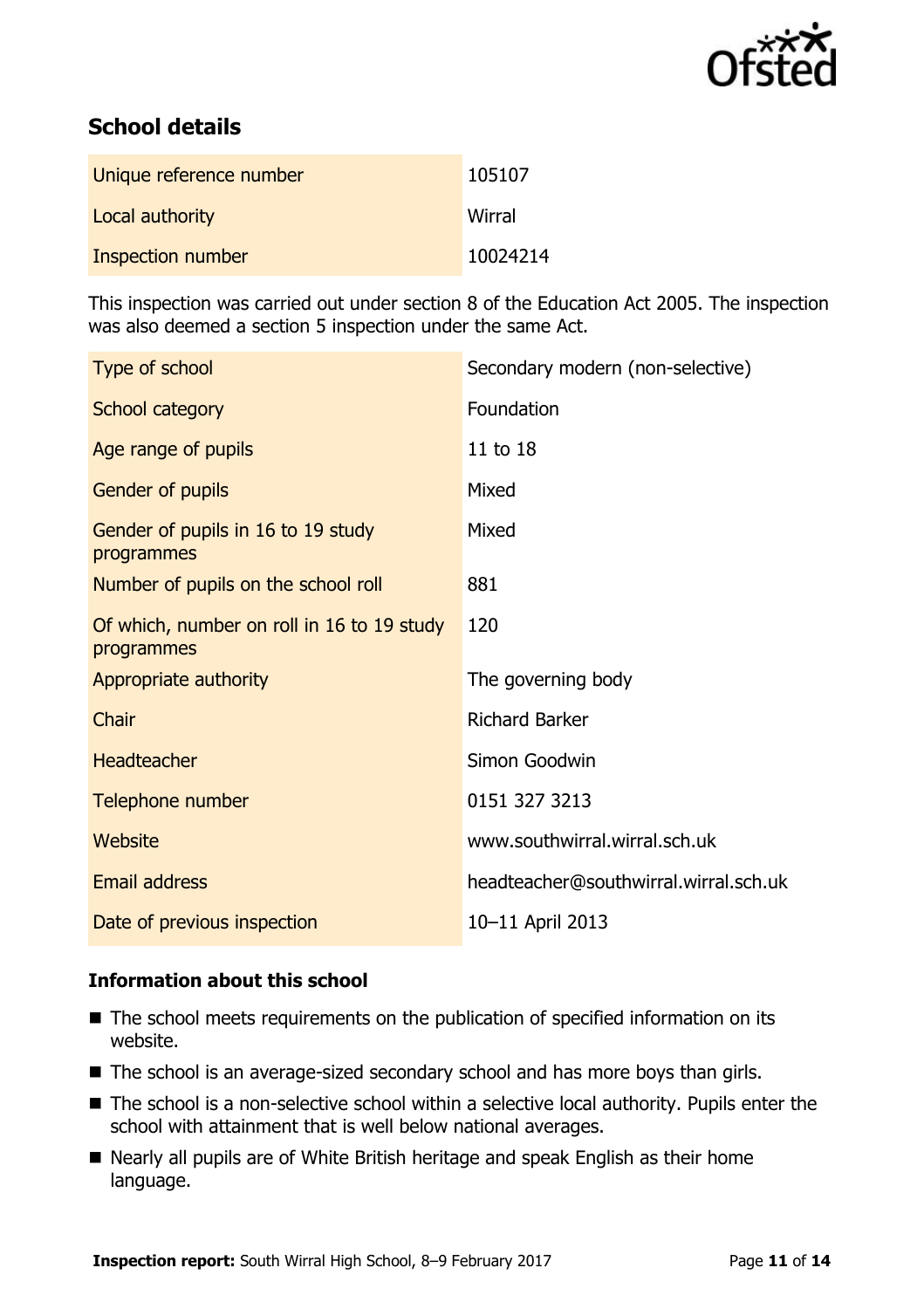## School details

| | |
|---|---|
| Unique reference number | 105107 |
| Local authority | Wirral |
| Inspection number | 10024214 |

This inspection was carried out under section 8 of the Education Act 2005. The inspection was also deemed a section 5 inspection under the same Act.

| | |
|---|---|
| Type of school | Secondary modern (non-selective) |
| School category | Foundation |
| Age range of pupils | 11 to 18 |
| Gender of pupils | Mixed |
| Gender of pupils in 16 to 19 study programmes | Mixed |
| Number of pupils on the school roll | 881 |
| Of which, number on roll in 16 to 19 study programmes | 120 |
| Appropriate authority | The governing body |
| Chair | Richard Barker |
| Headteacher | Simon Goodwin |
| Telephone number | 0151 327 3213 |
| Website | www.southwirral.wirral.sch.uk |
| Email address | headteacher@southwirral.wirral.sch.uk |
| Date of previous inspection | 10–11 April 2013 |

### Information about this school

- The school meets requirements on the publication of specified information on its website.
- The school is an average-sized secondary school and has more boys than girls.
- The school is a non-selective school within a selective local authority. Pupils enter the school with attainment that is well below national averages.
- Nearly all pupils are of White British heritage and speak English as their home language.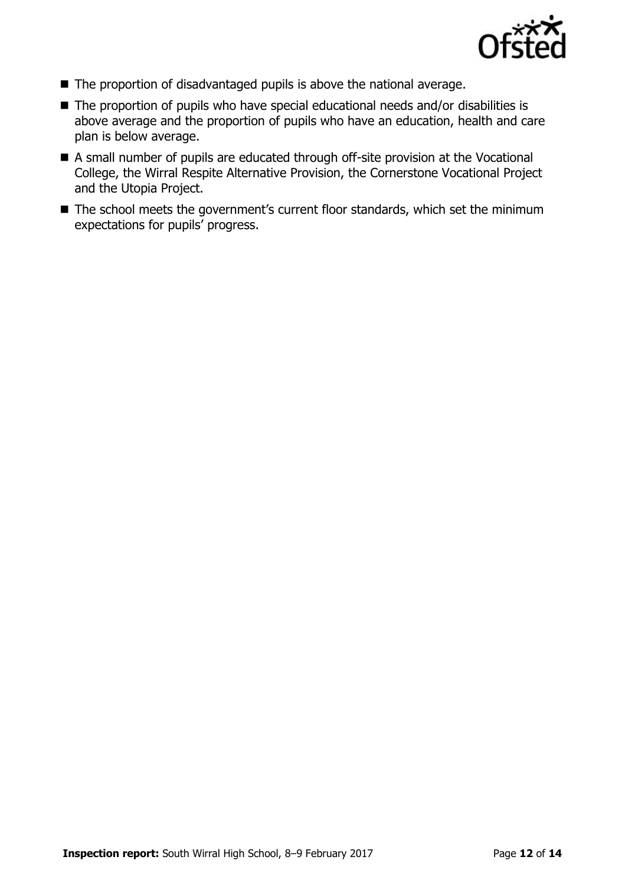- The proportion of disadvantaged pupils is above the national average.
- The proportion of pupils who have special educational needs and/or disabilities is above average and the proportion of pupils who have an education, health and care plan is below average.
- A small number of pupils are educated through off-site provision at the Vocational College, the Wirral Respite Alternative Provision, the Cornerstone Vocational Project and the Utopia Project.
- The school meets the government's current floor standards, which set the minimum expectations for pupils' progress.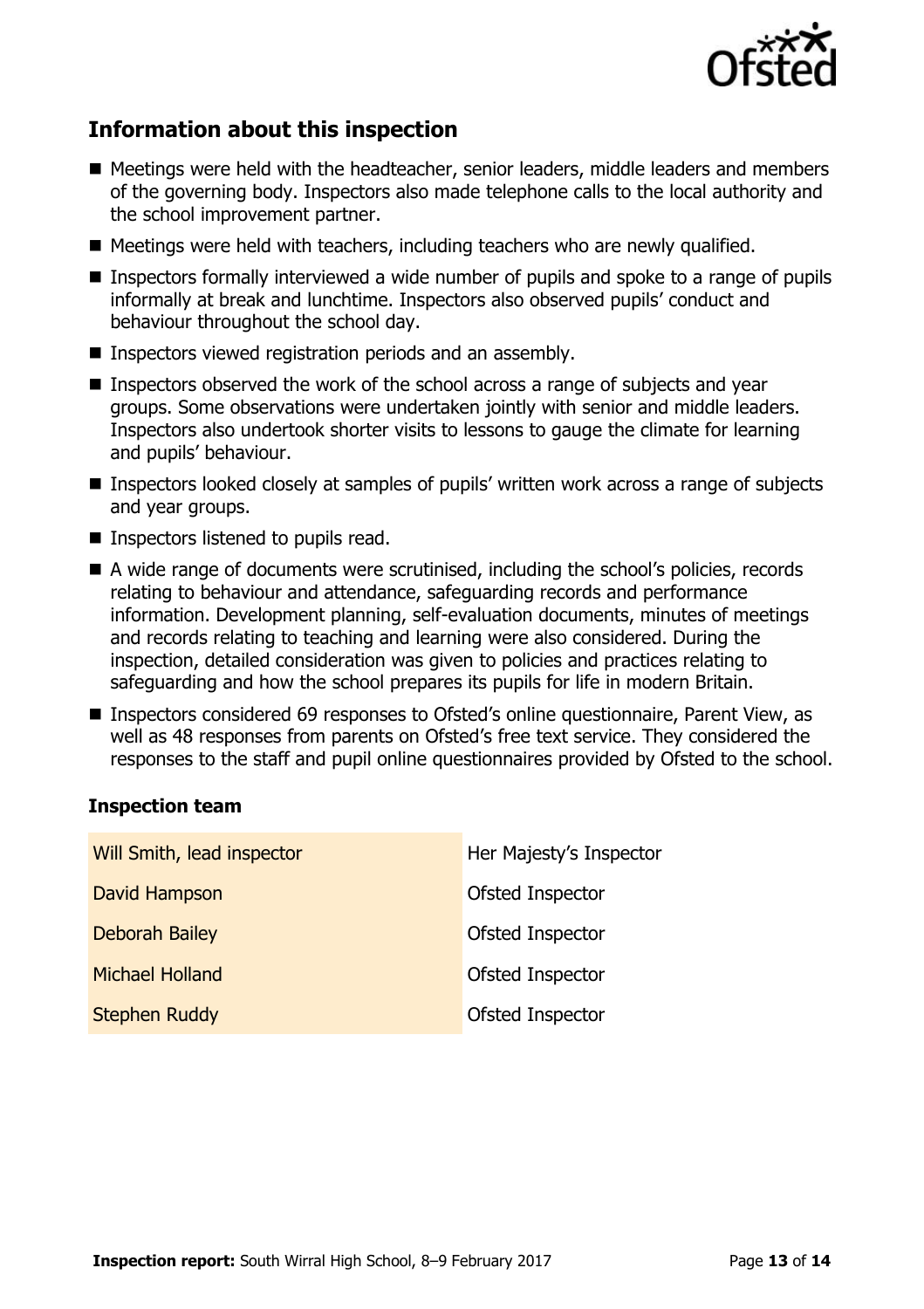## Information about this inspection

- Meetings were held with the headteacher, senior leaders, middle leaders and members of the governing body. Inspectors also made telephone calls to the local authority and the school improvement partner.
- Meetings were held with teachers, including teachers who are newly qualified.
- Inspectors formally interviewed a wide number of pupils and spoke to a range of pupils informally at break and lunchtime. Inspectors also observed pupils' conduct and behaviour throughout the school day.
- Inspectors viewed registration periods and an assembly.
- Inspectors observed the work of the school across a range of subjects and year groups. Some observations were undertaken jointly with senior and middle leaders. Inspectors also undertook shorter visits to lessons to gauge the climate for learning and pupils' behaviour.
- Inspectors looked closely at samples of pupils' written work across a range of subjects and year groups.
- Inspectors listened to pupils read.
- A wide range of documents were scrutinised, including the school's policies, records relating to behaviour and attendance, safeguarding records and performance information. Development planning, self-evaluation documents, minutes of meetings and records relating to teaching and learning were also considered. During the inspection, detailed consideration was given to policies and practices relating to safeguarding and how the school prepares its pupils for life in modern Britain.
- Inspectors considered 69 responses to Ofsted's online questionnaire, Parent View, as well as 48 responses from parents on Ofsted's free text service. They considered the responses to the staff and pupil online questionnaires provided by Ofsted to the school.

### Inspection team

| | |
|---|---|
| Will Smith, lead inspector | Her Majesty's Inspector |
| David Hampson | Ofsted Inspector |
| Deborah Bailey | Ofsted Inspector |
| Michael Holland | Ofsted Inspector |
| Stephen Ruddy | Ofsted Inspector |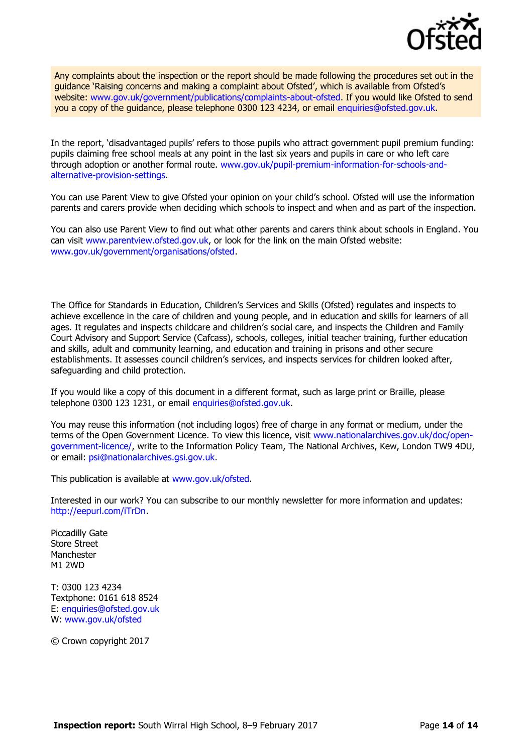Any complaints about the inspection or the report should be made following the procedures set out in the guidance 'Raising concerns and making a complaint about Ofsted', which is available from Ofsted's website: www.gov.uk/government/publications/complaints-about-ofsted. If you would like Ofsted to send you a copy of the guidance, please telephone 0300 123 4234, or email enquiries@ofsted.gov.uk.

In the report, 'disadvantaged pupils' refers to those pupils who attract government pupil premium funding: pupils claiming free school meals at any point in the last six years and pupils in care or who left care through adoption or another formal route. www.gov.uk/pupil-premium-information-for-schools-and-alternative-provision-settings.

You can use Parent View to give Ofsted your opinion on your child's school. Ofsted will use the information parents and carers provide when deciding which schools to inspect and when and as part of the inspection.

You can also use Parent View to find out what other parents and carers think about schools in England. You can visit www.parentview.ofsted.gov.uk, or look for the link on the main Ofsted website: www.gov.uk/government/organisations/ofsted.

The Office for Standards in Education, Children's Services and Skills (Ofsted) regulates and inspects to achieve excellence in the care of children and young people, and in education and skills for learners of all ages. It regulates and inspects childcare and children's social care, and inspects the Children and Family Court Advisory and Support Service (Cafcass), schools, colleges, initial teacher training, further education and skills, adult and community learning, and education and training in prisons and other secure establishments. It assesses council children's services, and inspects services for children looked after, safeguarding and child protection.

If you would like a copy of this document in a different format, such as large print or Braille, please telephone 0300 123 1231, or email enquiries@ofsted.gov.uk.

You may reuse this information (not including logos) free of charge in any format or medium, under the terms of the Open Government Licence. To view this licence, visit www.nationalarchives.gov.uk/doc/open-government-licence/, write to the Information Policy Team, The National Archives, Kew, London TW9 4DU, or email: psi@nationalarchives.gsi.gov.uk.

This publication is available at www.gov.uk/ofsted.

Interested in our work? You can subscribe to our monthly newsletter for more information and updates: http://eepurl.com/iTrDn.

Piccadilly Gate
Store Street
Manchester
M1 2WD

T: 0300 123 4234
Textphone: 0161 618 8524
E: enquiries@ofsted.gov.uk
W: www.gov.uk/ofsted

© Crown copyright 2017